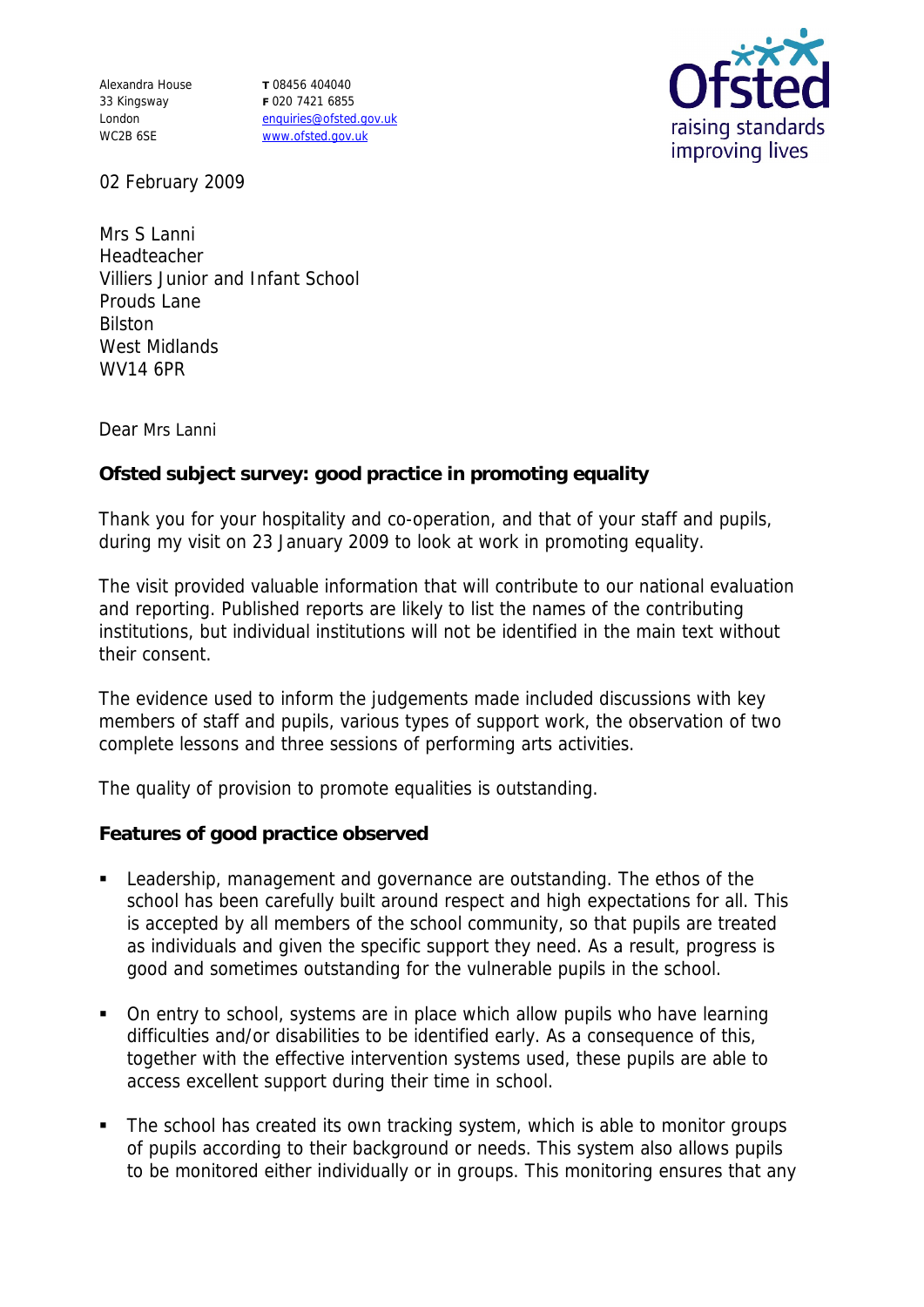Alexandra House
33 Kingsway
London
WC2B 6SE

T 08456 404040
F 020 7421 6855
enquiries@ofsted.gov.uk
www.ofsted.gov.uk

02 February 2009

Mrs S Lanni
Headteacher
Villiers Junior and Infant School
Prouds Lane
Bilston
West Midlands
WV14 6PR

Dear Mrs Lanni

**Ofsted subject survey: good practice in promoting equality**

Thank you for your hospitality and co-operation, and that of your staff and pupils, during my visit on 23 January 2009 to look at work in promoting equality.

The visit provided valuable information that will contribute to our national evaluation and reporting. Published reports are likely to list the names of the contributing institutions, but individual institutions will not be identified in the main text without their consent.

The evidence used to inform the judgements made included discussions with key members of staff and pupils, various types of support work, the observation of two complete lessons and three sessions of performing arts activities.

The quality of provision to promote equalities is outstanding.

**Features of good practice observed**

- Leadership, management and governance are outstanding. The ethos of the school has been carefully built around respect and high expectations for all. This is accepted by all members of the school community, so that pupils are treated as individuals and given the specific support they need. As a result, progress is good and sometimes outstanding for the vulnerable pupils in the school.

- On entry to school, systems are in place which allow pupils who have learning difficulties and/or disabilities to be identified early. As a consequence of this, together with the effective intervention systems used, these pupils are able to access excellent support during their time in school.

- The school has created its own tracking system, which is able to monitor groups of pupils according to their background or needs. This system also allows pupils to be monitored either individually or in groups. This monitoring ensures that any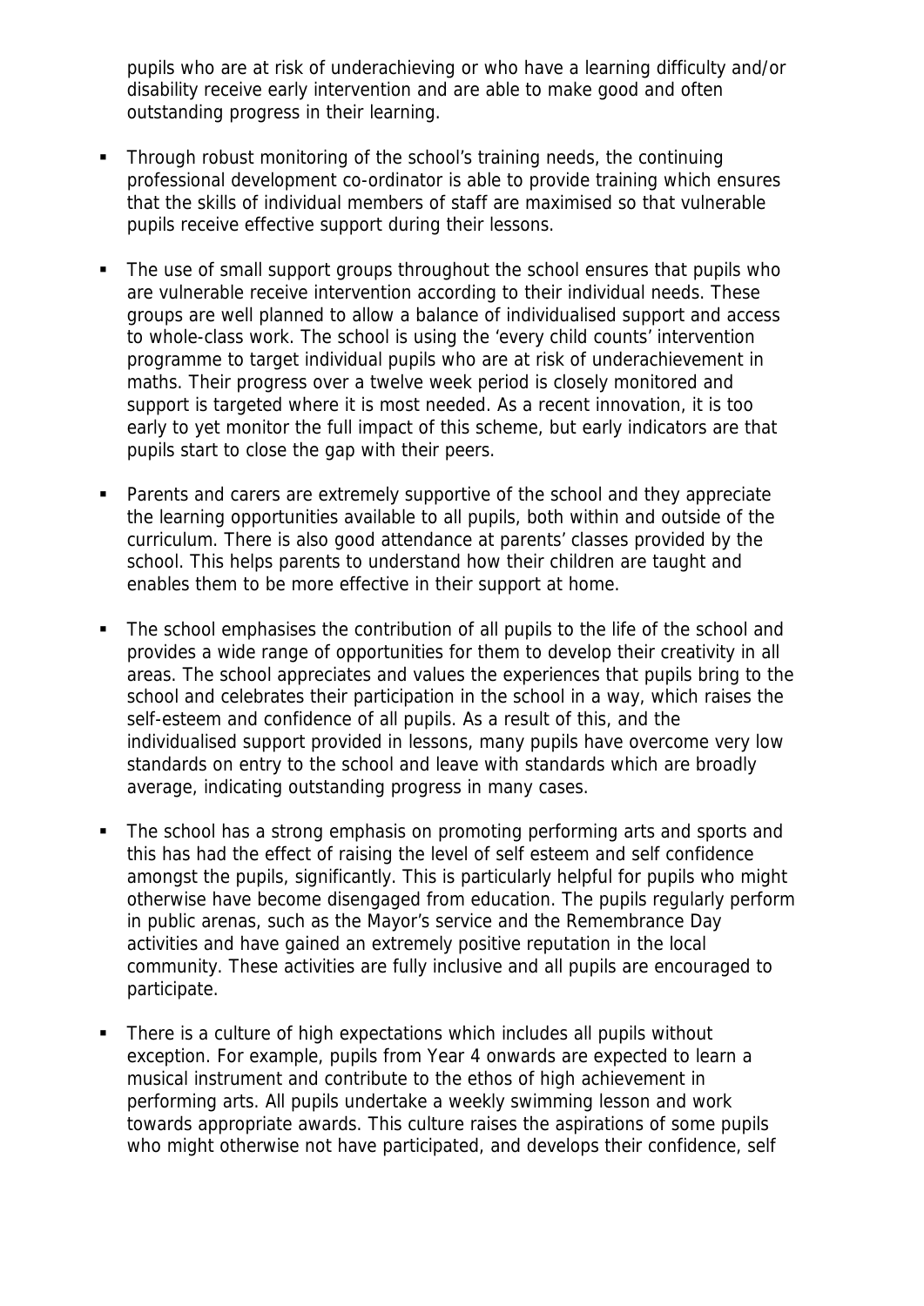pupils who are at risk of underachieving or who have a learning difficulty and/or disability receive early intervention and are able to make good and often outstanding progress in their learning.

- Through robust monitoring of the school's training needs, the continuing professional development co-ordinator is able to provide training which ensures that the skills of individual members of staff are maximised so that vulnerable pupils receive effective support during their lessons.

- The use of small support groups throughout the school ensures that pupils who are vulnerable receive intervention according to their individual needs. These groups are well planned to allow a balance of individualised support and access to whole-class work. The school is using the 'every child counts' intervention programme to target individual pupils who are at risk of underachievement in maths. Their progress over a twelve week period is closely monitored and support is targeted where it is most needed. As a recent innovation, it is too early to yet monitor the full impact of this scheme, but early indicators are that pupils start to close the gap with their peers.

- Parents and carers are extremely supportive of the school and they appreciate the learning opportunities available to all pupils, both within and outside of the curriculum. There is also good attendance at parents' classes provided by the school. This helps parents to understand how their children are taught and enables them to be more effective in their support at home.

- The school emphasises the contribution of all pupils to the life of the school and provides a wide range of opportunities for them to develop their creativity in all areas. The school appreciates and values the experiences that pupils bring to the school and celebrates their participation in the school in a way, which raises the self-esteem and confidence of all pupils. As a result of this, and the individualised support provided in lessons, many pupils have overcome very low standards on entry to the school and leave with standards which are broadly average, indicating outstanding progress in many cases.

- The school has a strong emphasis on promoting performing arts and sports and this has had the effect of raising the level of self esteem and self confidence amongst the pupils, significantly. This is particularly helpful for pupils who might otherwise have become disengaged from education. The pupils regularly perform in public arenas, such as the Mayor's service and the Remembrance Day activities and have gained an extremely positive reputation in the local community. These activities are fully inclusive and all pupils are encouraged to participate.

- There is a culture of high expectations which includes all pupils without exception. For example, pupils from Year 4 onwards are expected to learn a musical instrument and contribute to the ethos of high achievement in performing arts. All pupils undertake a weekly swimming lesson and work towards appropriate awards. This culture raises the aspirations of some pupils who might otherwise not have participated, and develops their confidence, self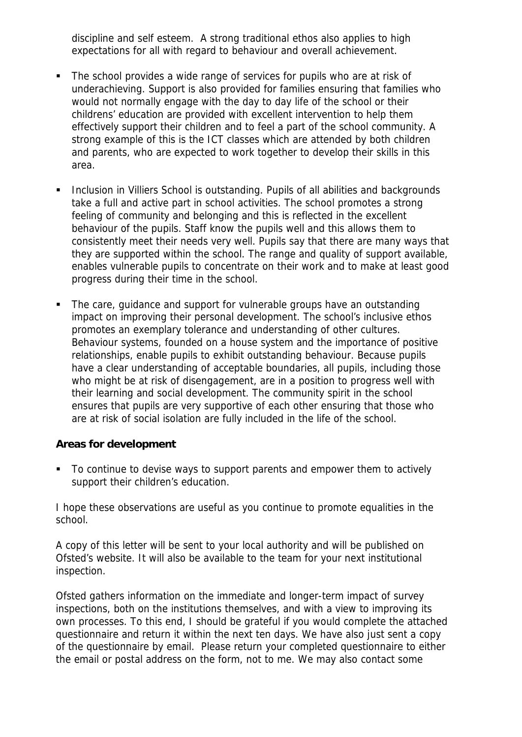discipline and self esteem. A strong traditional ethos also applies to high expectations for all with regard to behaviour and overall achievement.

- The school provides a wide range of services for pupils who are at risk of underachieving. Support is also provided for families ensuring that families who would not normally engage with the day to day life of the school or their childrens' education are provided with excellent intervention to help them effectively support their children and to feel a part of the school community. A strong example of this is the ICT classes which are attended by both children and parents, who are expected to work together to develop their skills in this area.

- Inclusion in Villiers School is outstanding. Pupils of all abilities and backgrounds take a full and active part in school activities. The school promotes a strong feeling of community and belonging and this is reflected in the excellent behaviour of the pupils. Staff know the pupils well and this allows them to consistently meet their needs very well. Pupils say that there are many ways that they are supported within the school. The range and quality of support available, enables vulnerable pupils to concentrate on their work and to make at least good progress during their time in the school.

- The care, guidance and support for vulnerable groups have an outstanding impact on improving their personal development. The school's inclusive ethos promotes an exemplary tolerance and understanding of other cultures. Behaviour systems, founded on a house system and the importance of positive relationships, enable pupils to exhibit outstanding behaviour. Because pupils have a clear understanding of acceptable boundaries, all pupils, including those who might be at risk of disengagement, are in a position to progress well with their learning and social development. The community spirit in the school ensures that pupils are very supportive of each other ensuring that those who are at risk of social isolation are fully included in the life of the school.

**Areas for development**

- To continue to devise ways to support parents and empower them to actively support their children's education.

I hope these observations are useful as you continue to promote equalities in the school.

A copy of this letter will be sent to your local authority and will be published on Ofsted's website. It will also be available to the team for your next institutional inspection.

Ofsted gathers information on the immediate and longer-term impact of survey inspections, both on the institutions themselves, and with a view to improving its own processes. To this end, I should be grateful if you would complete the attached questionnaire and return it within the next ten days. We have also just sent a copy of the questionnaire by email. Please return your completed questionnaire to either the email or postal address on the form, not to me. We may also contact some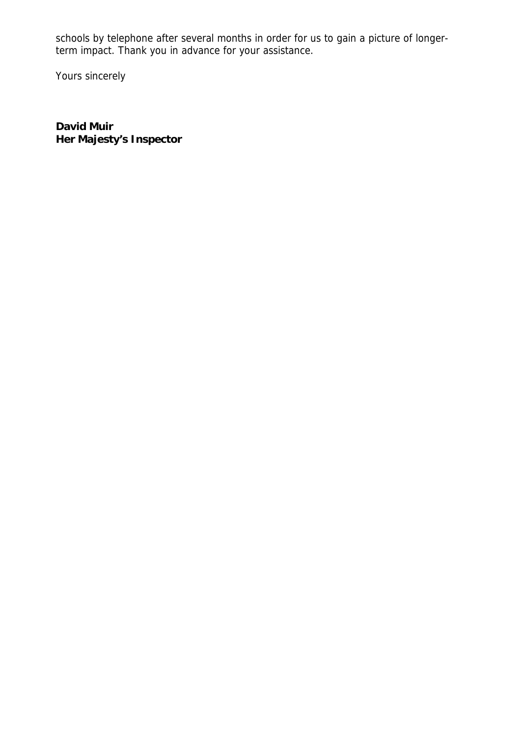schools by telephone after several months in order for us to gain a picture of longer-term impact. Thank you in advance for your assistance.

Yours sincerely

**David Muir**
**Her Majesty's Inspector**